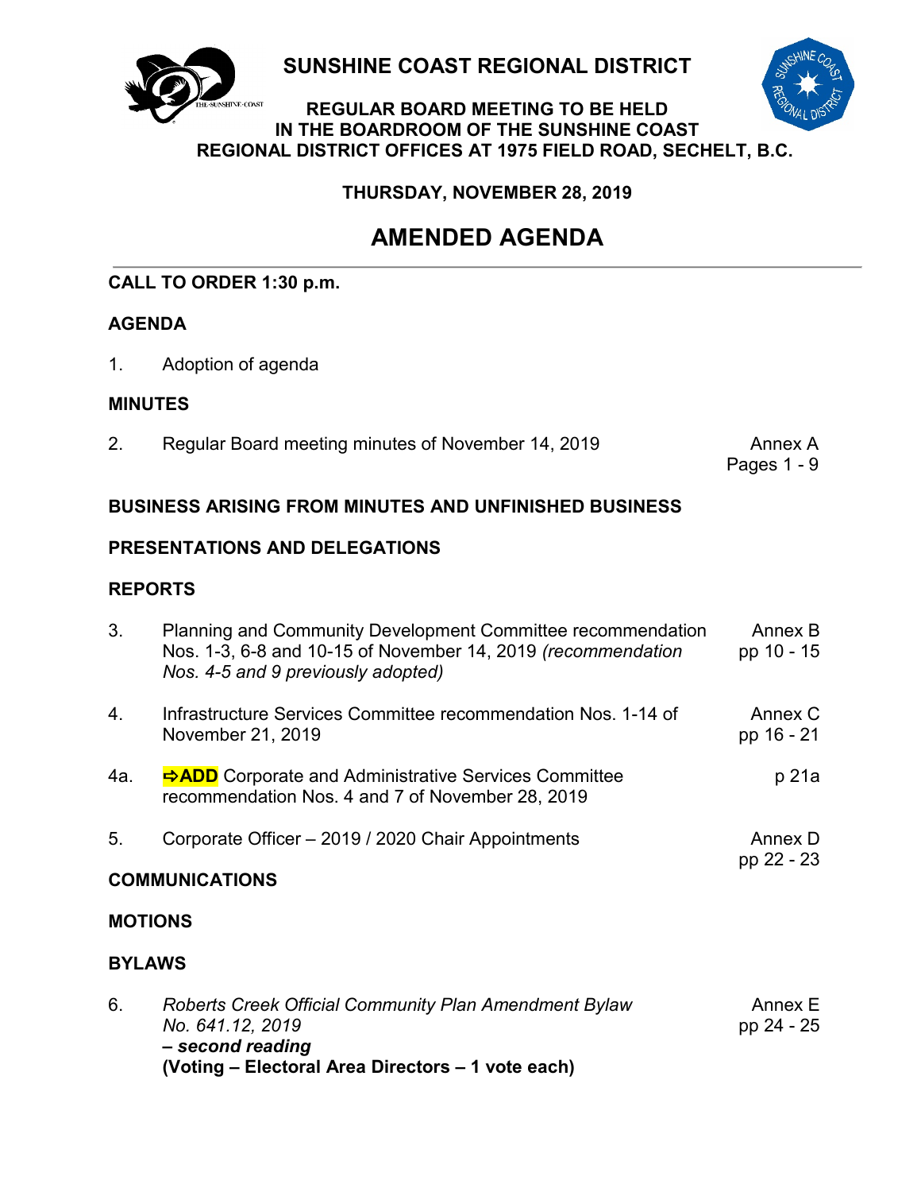# SUNSHINE COAST REGIONAL DISTRICT

**REGULAR BOARD MEETING TO BE HELD IN THE BOARDROOM OF THE SUNSHINE COAST REGIONAL DISTRICT OFFICES AT 1975 FIELD ROAD, SECHELT, B.C.**

**THURSDAY, NOVEMBER 28, 2019**

## AMENDED AGENDA

**CALL TO ORDER 1:30 p.m.**

**AGENDA**

1. Adoption of agenda

**MINUTES**

| | | |
|---|---|---|
| 2. | Regular Board meeting minutes of November 14, 2019 | Annex A Pages 1 - 9 |

**BUSINESS ARISING FROM MINUTES AND UNFINISHED BUSINESS**

**PRESENTATIONS AND DELEGATIONS**

**REPORTS**

| | | |
|---|---|---|
| 3. | Planning and Community Development Committee recommendation Nos. 1-3, 6-8 and 10-15 of November 14, 2019 *(recommendation Nos. 4-5 and 9 previously adopted)* | Annex B pp 10 - 15 |
| 4. | Infrastructure Services Committee recommendation Nos. 1-14 of November 21, 2019 | Annex C pp 16 - 21 |
| 4a. | **⇨ADD** Corporate and Administrative Services Committee recommendation Nos. 4 and 7 of November 28, 2019 | p 21a |
| 5. | Corporate Officer – 2019 / 2020 Chair Appointments | Annex D pp 22 - 23 |

**COMMUNICATIONS**

**MOTIONS**

**BYLAWS**

| | | |
|---|---|---|
| 6. | *Roberts Creek Official Community Plan Amendment Bylaw No. 641.12, 2019* ***– second reading*** **(Voting – Electoral Area Directors – 1 vote each)** | Annex E pp 24 - 25 |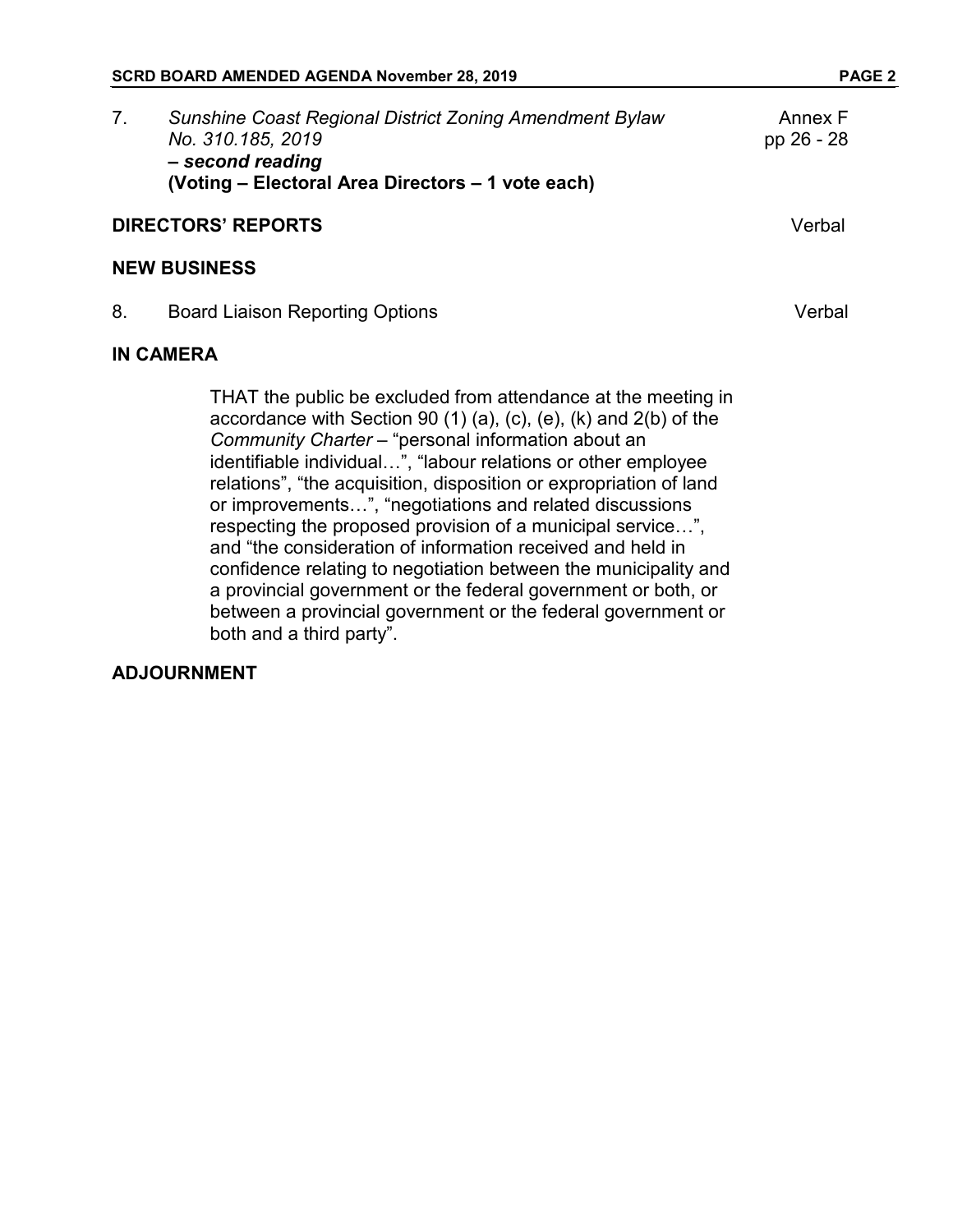7. *Sunshine Coast Regional District Zoning Amendment Bylaw No. 310.185, 2019* ***– second reading*** **(Voting – Electoral Area Directors – 1 vote each)** — Annex F pp 26 - 28

## DIRECTORS' REPORTS

Verbal

## NEW BUSINESS

8. Board Liaison Reporting Options — Verbal

## IN CAMERA

THAT the public be excluded from attendance at the meeting in accordance with Section 90 (1) (a), (c), (e), (k) and 2(b) of the *Community Charter* – "personal information about an identifiable individual…", "labour relations or other employee relations", "the acquisition, disposition or expropriation of land or improvements…", "negotiations and related discussions respecting the proposed provision of a municipal service…", and "the consideration of information received and held in confidence relating to negotiation between the municipality and a provincial government or the federal government or both, or between a provincial government or the federal government or both and a third party".

## ADJOURNMENT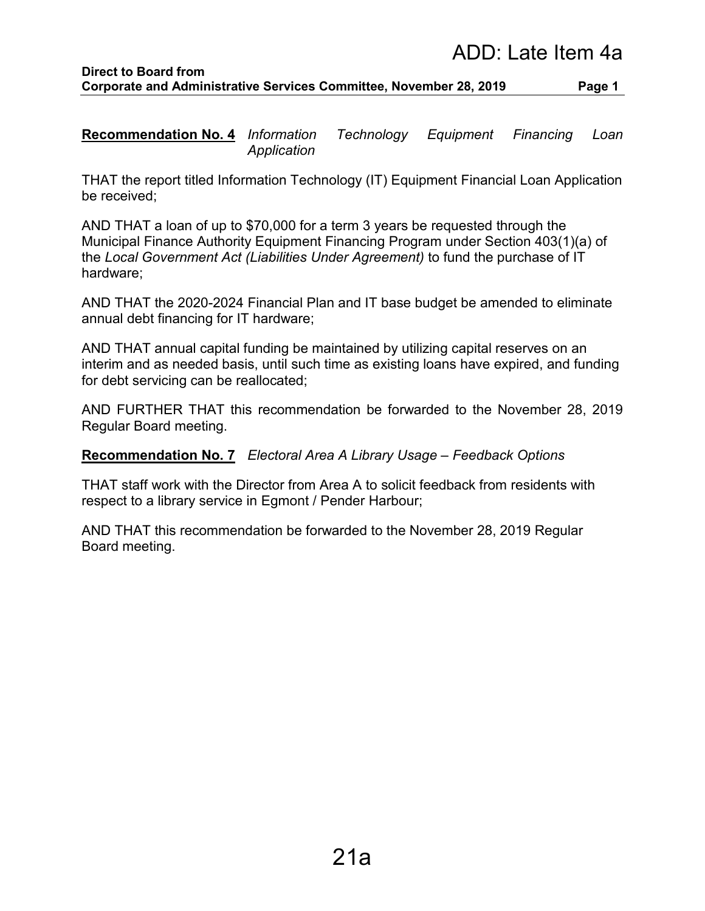ADD: Late Item 4a

**Direct to Board from**
**Corporate and Administrative Services Committee, November 28, 2019**

**Recommendation No. 4** *Information Technology Equipment Financing Loan Application*

THAT the report titled Information Technology (IT) Equipment Financial Loan Application be received;

AND THAT a loan of up to $70,000 for a term 3 years be requested through the Municipal Finance Authority Equipment Financing Program under Section 403(1)(a) of the *Local Government Act (Liabilities Under Agreement)* to fund the purchase of IT hardware;

AND THAT the 2020-2024 Financial Plan and IT base budget be amended to eliminate annual debt financing for IT hardware;

AND THAT annual capital funding be maintained by utilizing capital reserves on an interim and as needed basis, until such time as existing loans have expired, and funding for debt servicing can be reallocated;

AND FURTHER THAT this recommendation be forwarded to the November 28, 2019 Regular Board meeting.

**Recommendation No. 7** *Electoral Area A Library Usage – Feedback Options*

THAT staff work with the Director from Area A to solicit feedback from residents with respect to a library service in Egmont / Pender Harbour;

AND THAT this recommendation be forwarded to the November 28, 2019 Regular Board meeting.

21a